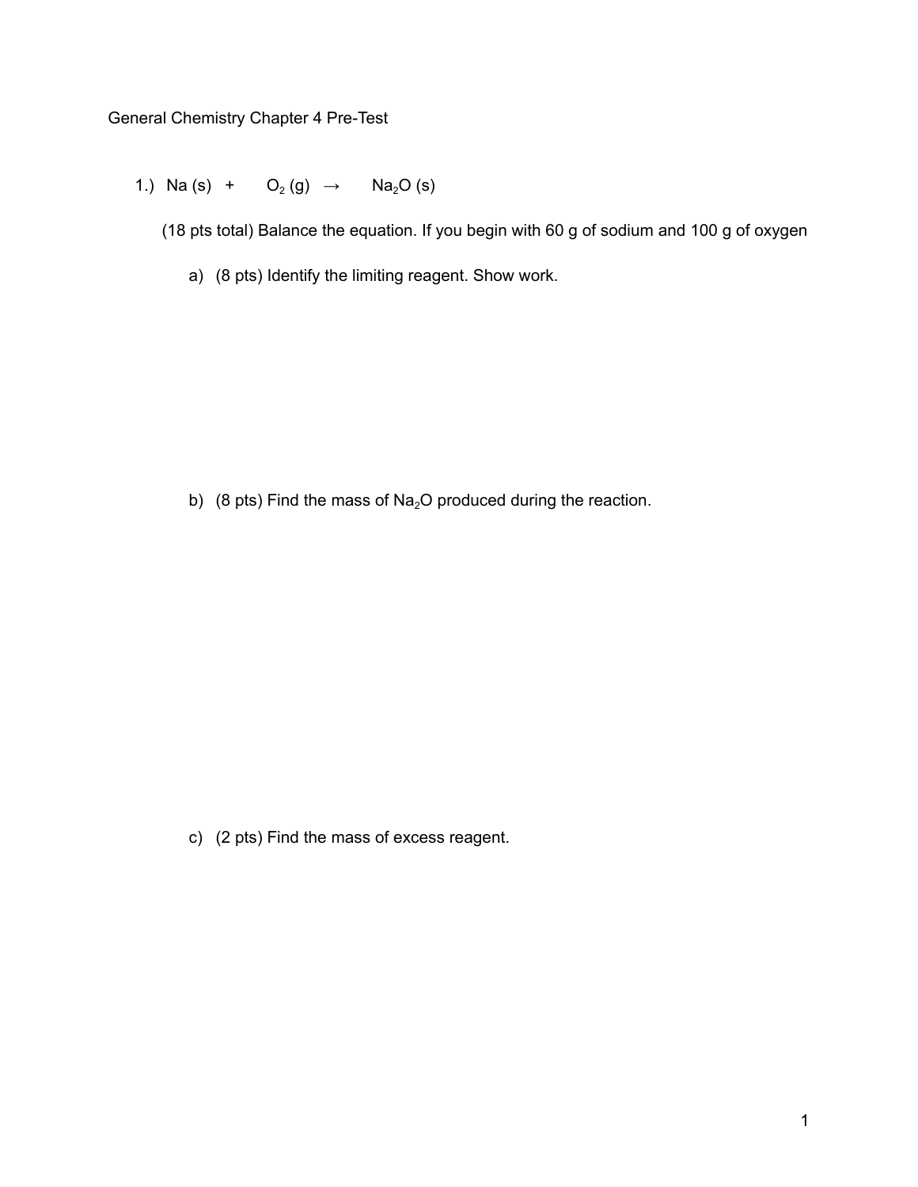General Chemistry Chapter 4 Pre-Test

1.) $Na\ (s)$ + $O_2\ (g)$ → $Na_2O\ (s)$

(18 pts total) Balance the equation. If you begin with 60 g of sodium and 100 g of oxygen

a) (8 pts) Identify the limiting reagent. Show work.

b) (8 pts) Find the mass of $Na_2O$ produced during the reaction.

c) (2 pts) Find the mass of excess reagent.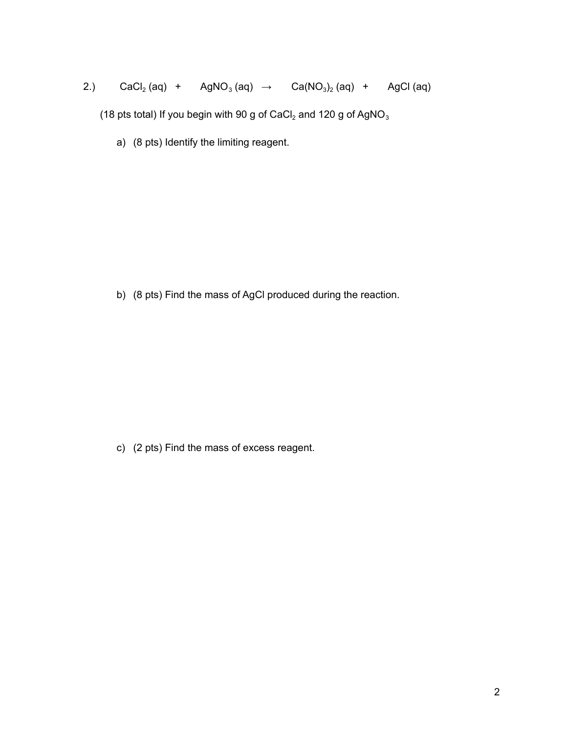2.) $CaCl_2$ (aq) + $AgNO_3$ (aq) $\rightarrow$ $Ca(NO_3)_2$ (aq) + $AgCl$ (aq)

(18 pts total) If you begin with 90 g of $CaCl_2$ and 120 g of $AgNO_3$

a) (8 pts) Identify the limiting reagent.

b) (8 pts) Find the mass of AgCl produced during the reaction.

c) (2 pts) Find the mass of excess reagent.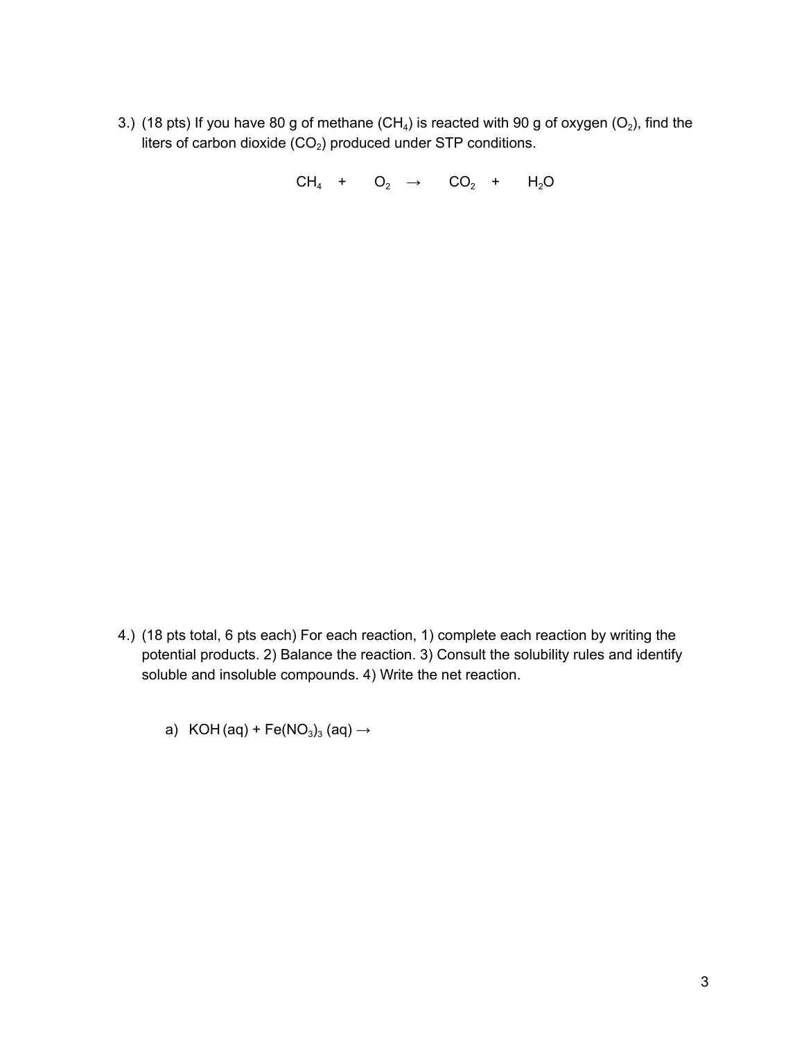3.) (18 pts) If you have 80 g of methane ($CH_4$) is reacted with 90 g of oxygen ($O_2$), find the liters of carbon dioxide ($CO_2$) produced under STP conditions.

$$CH_4 \quad + \quad O_2 \quad \rightarrow \quad CO_2 \quad + \quad H_2O$$

4.) (18 pts total, 6 pts each) For each reaction, 1) complete each reaction by writing the potential products. 2) Balance the reaction. 3) Consult the solubility rules and identify soluble and insoluble compounds. 4) Write the net reaction.

a) $KOH\,(aq) + Fe(NO_3)_3\,(aq) \rightarrow$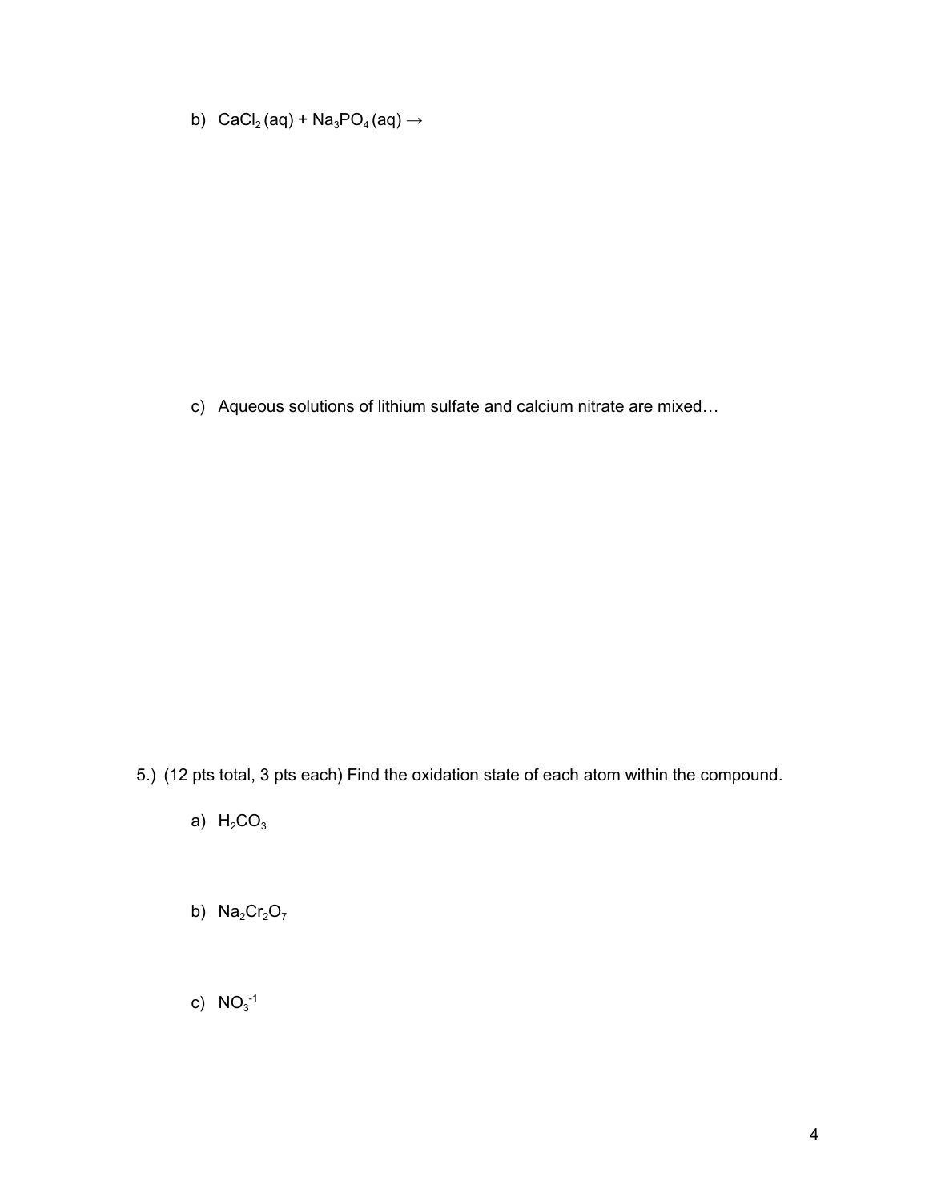b) $CaCl_2\,(aq) + Na_3PO_4\,(aq) \rightarrow$

c) Aqueous solutions of lithium sulfate and calcium nitrate are mixed…

5.) (12 pts total, 3 pts each) Find the oxidation state of each atom within the compound.

a) $H_2CO_3$

b) $Na_2Cr_2O_7$

c) $NO_3^{-1}$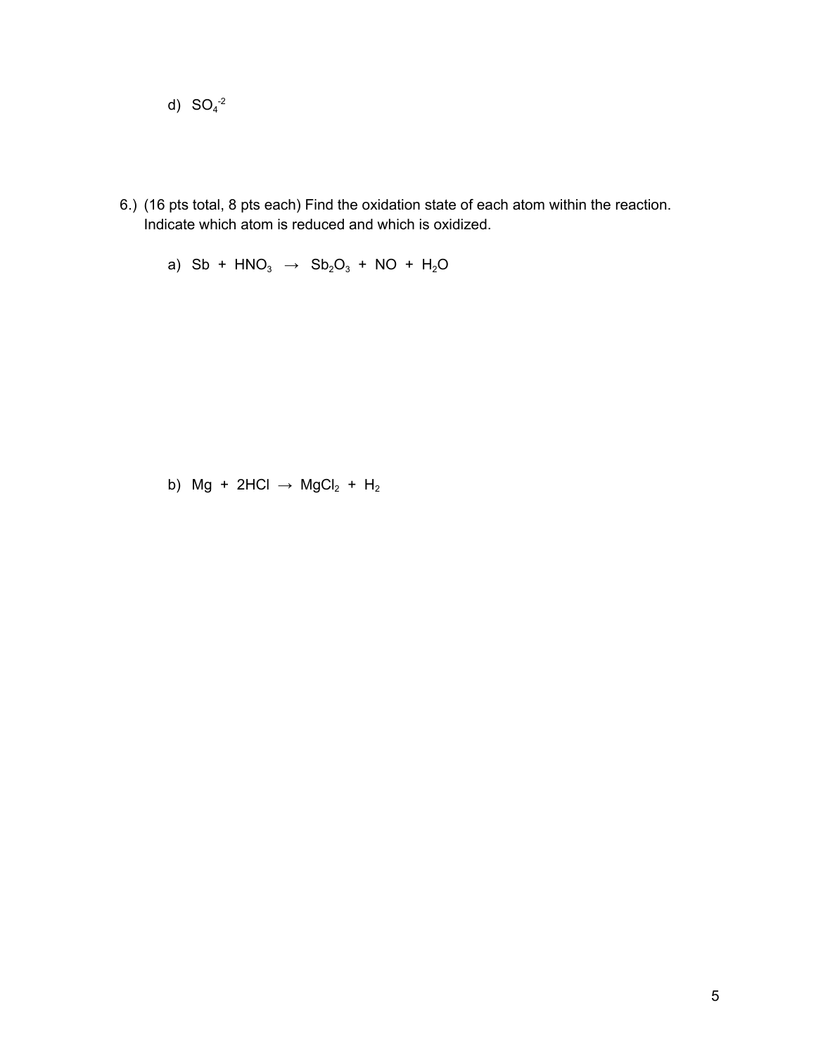d) $SO_4^{-2}$

6.) (16 pts total, 8 pts each) Find the oxidation state of each atom within the reaction. Indicate which atom is reduced and which is oxidized.

a) $Sb + HNO_3 \rightarrow Sb_2O_3 + NO + H_2O$

b) $Mg + 2HCl \rightarrow MgCl_2 + H_2$